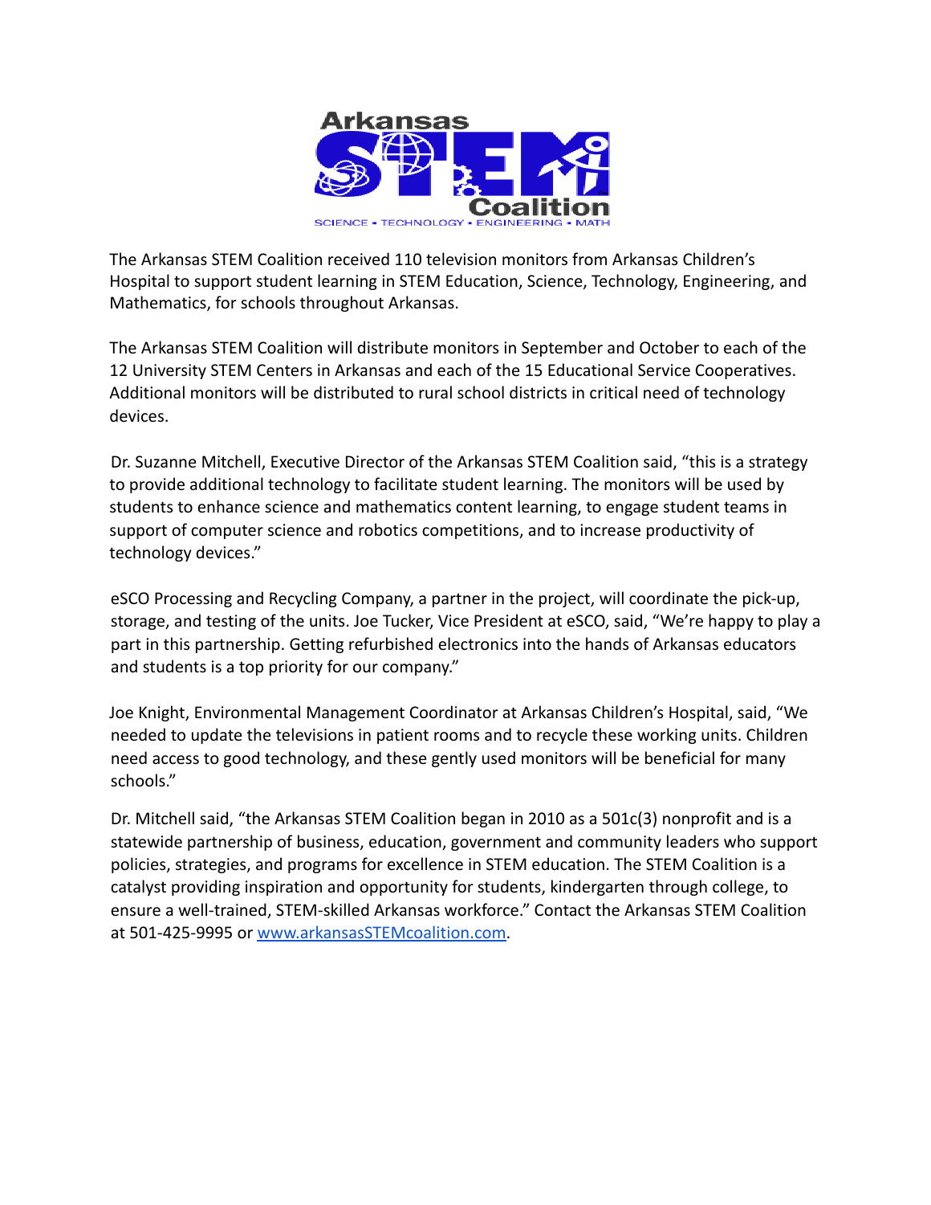The Arkansas STEM Coalition received 110 television monitors from Arkansas Children's Hospital to support student learning in STEM Education, Science, Technology, Engineering, and Mathematics, for schools throughout Arkansas.

The Arkansas STEM Coalition will distribute monitors in September and October to each of the 12 University STEM Centers in Arkansas and each of the 15 Educational Service Cooperatives. Additional monitors will be distributed to rural school districts in critical need of technology devices.

Dr. Suzanne Mitchell, Executive Director of the Arkansas STEM Coalition said, "this is a strategy to provide additional technology to facilitate student learning. The monitors will be used by students to enhance science and mathematics content learning, to engage student teams in support of computer science and robotics competitions, and to increase productivity of technology devices."

eSCO Processing and Recycling Company, a partner in the project, will coordinate the pick-up, storage, and testing of the units. Joe Tucker, Vice President at eSCO, said, "We're happy to play a part in this partnership. Getting refurbished electronics into the hands of Arkansas educators and students is a top priority for our company."

Joe Knight, Environmental Management Coordinator at Arkansas Children's Hospital, said, "We needed to update the televisions in patient rooms and to recycle these working units. Children need access to good technology, and these gently used monitors will be beneficial for many schools."

Dr. Mitchell said, "the Arkansas STEM Coalition began in 2010 as a 501c(3) nonprofit and is a statewide partnership of business, education, government and community leaders who support policies, strategies, and programs for excellence in STEM education. The STEM Coalition is a catalyst providing inspiration and opportunity for students, kindergarten through college, to ensure a well-trained, STEM-skilled Arkansas workforce." Contact the Arkansas STEM Coalition at 501-425-9995 or [www.arkansasSTEMcoalition.com](http://www.arkansasSTEMcoalition.com).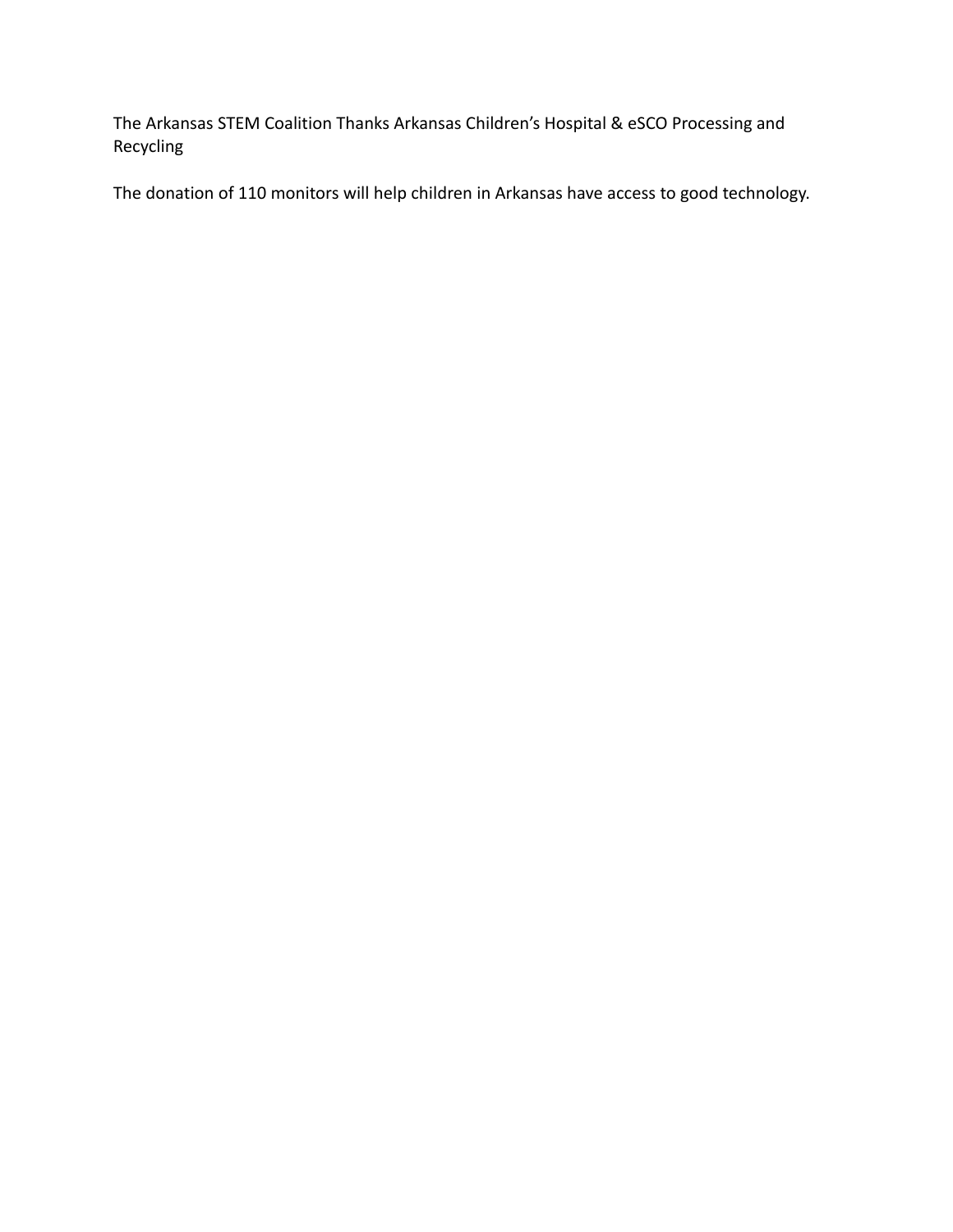The Arkansas STEM Coalition Thanks Arkansas Children's Hospital & eSCO Processing and Recycling

The donation of 110 monitors will help children in Arkansas have access to good technology.